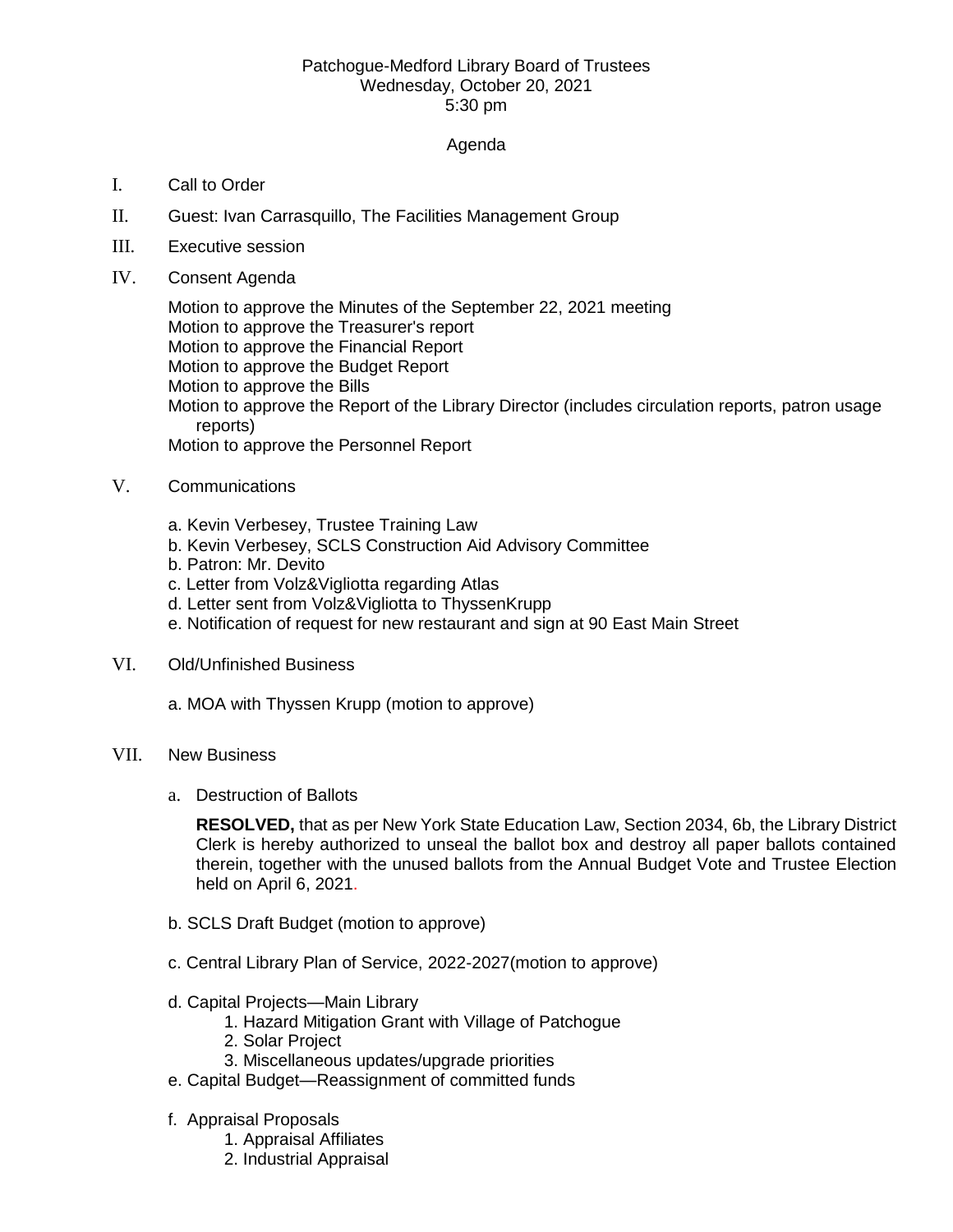Patchogue-Medford Library Board of Trustees
Wednesday, October 20, 2021
5:30 pm

Agenda

I. Call to Order

II. Guest: Ivan Carrasquillo, The Facilities Management Group

III. Executive session

IV. Consent Agenda

Motion to approve the Minutes of the September 22, 2021 meeting
Motion to approve the Treasurer's report
Motion to approve the Financial Report
Motion to approve the Budget Report
Motion to approve the Bills
Motion to approve the Report of the Library Director (includes circulation reports, patron usage reports)
Motion to approve the Personnel Report

V. Communications

a. Kevin Verbesey, Trustee Training Law
b. Kevin Verbesey, SCLS Construction Aid Advisory Committee
b. Patron: Mr. Devito
c. Letter from Volz&Vigliotta regarding Atlas
d. Letter sent from Volz&Vigliotta to ThyssenKrupp
e. Notification of request for new restaurant and sign at 90 East Main Street

VI. Old/Unfinished Business

a. MOA with Thyssen Krupp (motion to approve)

VII. New Business

a. Destruction of Ballots

**RESOLVED,** that as per New York State Education Law, Section 2034, 6b, the Library District Clerk is hereby authorized to unseal the ballot box and destroy all paper ballots contained therein, together with the unused ballots from the Annual Budget Vote and Trustee Election held on April 6, 2021.

b. SCLS Draft Budget (motion to approve)

c. Central Library Plan of Service, 2022-2027(motion to approve)

d. Capital Projects—Main Library
1. Hazard Mitigation Grant with Village of Patchogue
2. Solar Project
3. Miscellaneous updates/upgrade priorities

e. Capital Budget—Reassignment of committed funds

f. Appraisal Proposals
1. Appraisal Affiliates
2. Industrial Appraisal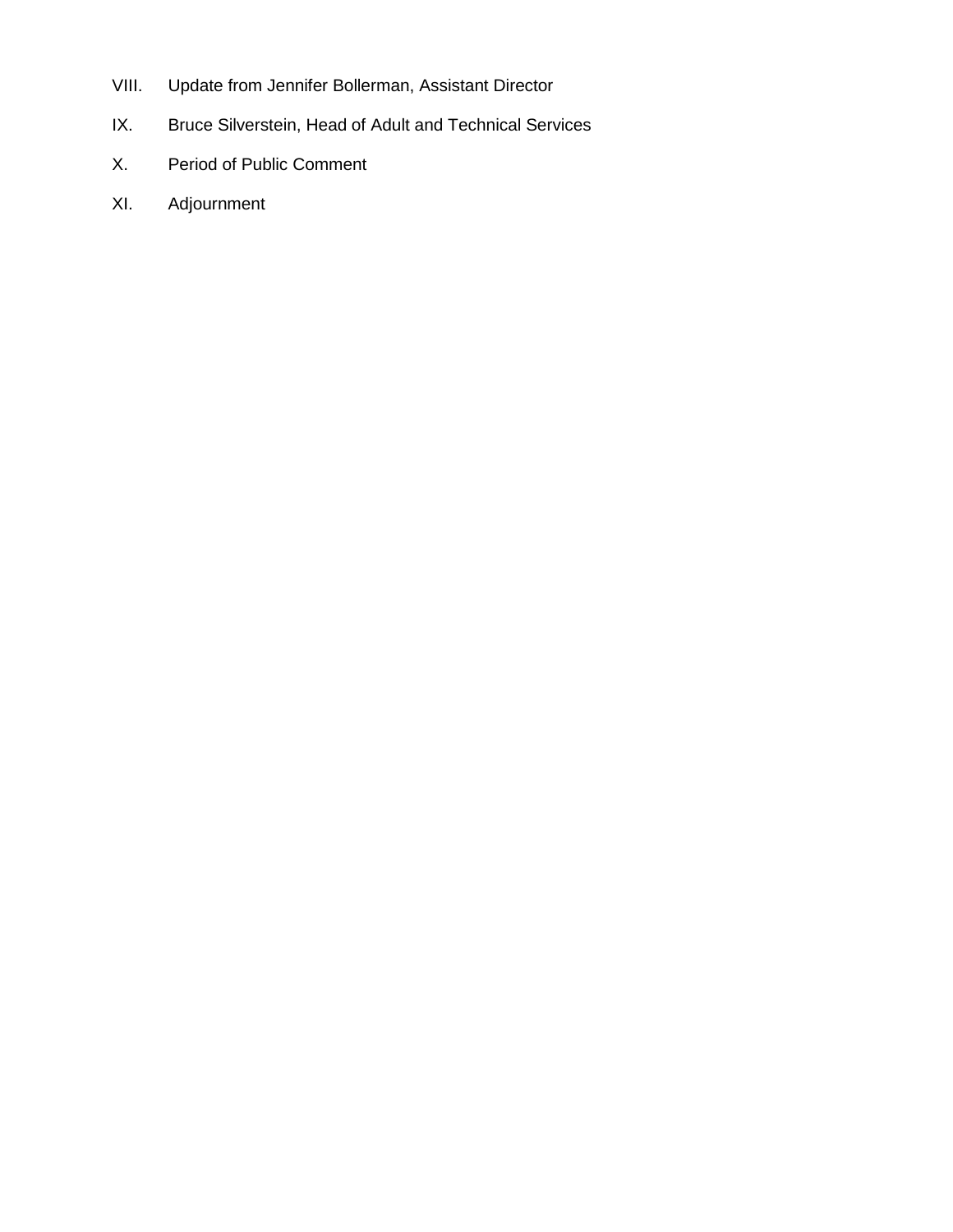VIII. Update from Jennifer Bollerman, Assistant Director

IX. Bruce Silverstein, Head of Adult and Technical Services

X. Period of Public Comment

XI. Adjournment